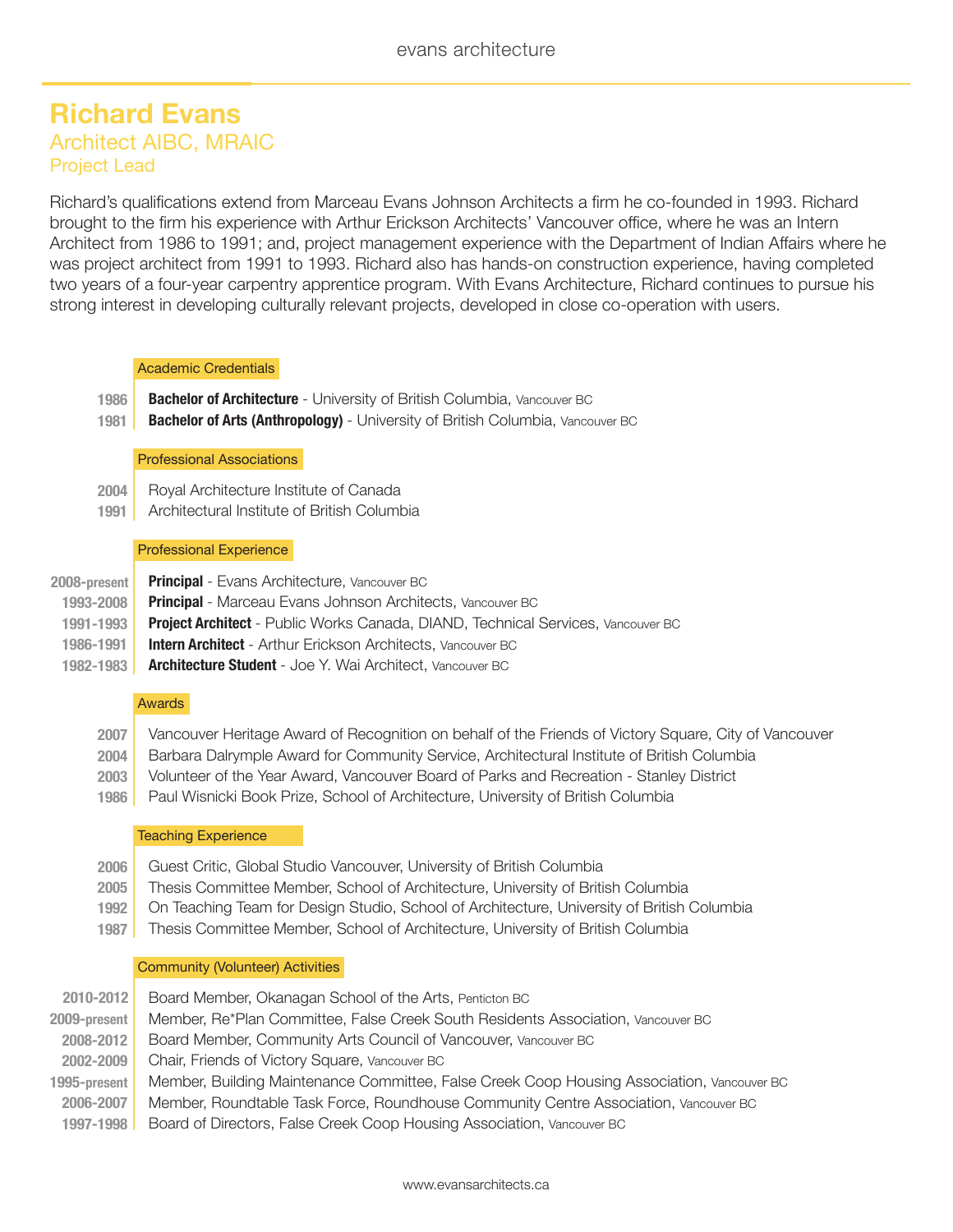# Richard Evans

## Architect AIBC, MRAIC

### Project Lead

Richard's qualifications extend from Marceau Evans Johnson Architects a firm he co-founded in 1993. Richard brought to the firm his experience with Arthur Erickson Architects' Vancouver office, where he was an Intern Architect from 1986 to 1991; and, project management experience with the Department of Indian Affairs where he was project architect from 1991 to 1993. Richard also has hands-on construction experience, having completed two years of a four-year carpentry apprentice program. With Evans Architecture, Richard continues to pursue his strong interest in developing culturally relevant projects, developed in close co-operation with users.

#### Academic Credentials

- **1986** — **Bachelor of Architecture** - University of British Columbia, Vancouver BC
- **1981** — **Bachelor of Arts (Anthropology)** - University of British Columbia, Vancouver BC

#### Professional Associations

- **2004** — Royal Architecture Institute of Canada
- **1991** — Architectural Institute of British Columbia

#### Professional Experience

- **2008-present** — **Principal** - Evans Architecture, Vancouver BC
- **1993-2008** — **Principal** - Marceau Evans Johnson Architects, Vancouver BC
- **1991-1993** — **Project Architect** - Public Works Canada, DIAND, Technical Services, Vancouver BC
- **1986-1991** — **Intern Architect** - Arthur Erickson Architects, Vancouver BC
- **1982-1983** — **Architecture Student** - Joe Y. Wai Architect, Vancouver BC

#### Awards

- **2007** — Vancouver Heritage Award of Recognition on behalf of the Friends of Victory Square, City of Vancouver
- **2004** — Barbara Dalrymple Award for Community Service, Architectural Institute of British Columbia
- **2003** — Volunteer of the Year Award, Vancouver Board of Parks and Recreation - Stanley District
- **1986** — Paul Wisnicki Book Prize, School of Architecture, University of British Columbia

#### Teaching Experience

- **2006** — Guest Critic, Global Studio Vancouver, University of British Columbia
- **2005** — Thesis Committee Member, School of Architecture, University of British Columbia
- **1992** — On Teaching Team for Design Studio, School of Architecture, University of British Columbia
- **1987** — Thesis Committee Member, School of Architecture, University of British Columbia

#### Community (Volunteer) Activities

- **2010-2012** — Board Member, Okanagan School of the Arts, Penticton BC
- **2009-present** — Member, Re*Plan Committee, False Creek South Residents Association, Vancouver BC
- **2008-2012** — Board Member, Community Arts Council of Vancouver, Vancouver BC
- **2002-2009** — Chair, Friends of Victory Square, Vancouver BC
- **1995-present** — Member, Building Maintenance Committee, False Creek Coop Housing Association, Vancouver BC
- **2006-2007** — Member, Roundtable Task Force, Roundhouse Community Centre Association, Vancouver BC
- **1997-1998** — Board of Directors, False Creek Coop Housing Association, Vancouver BC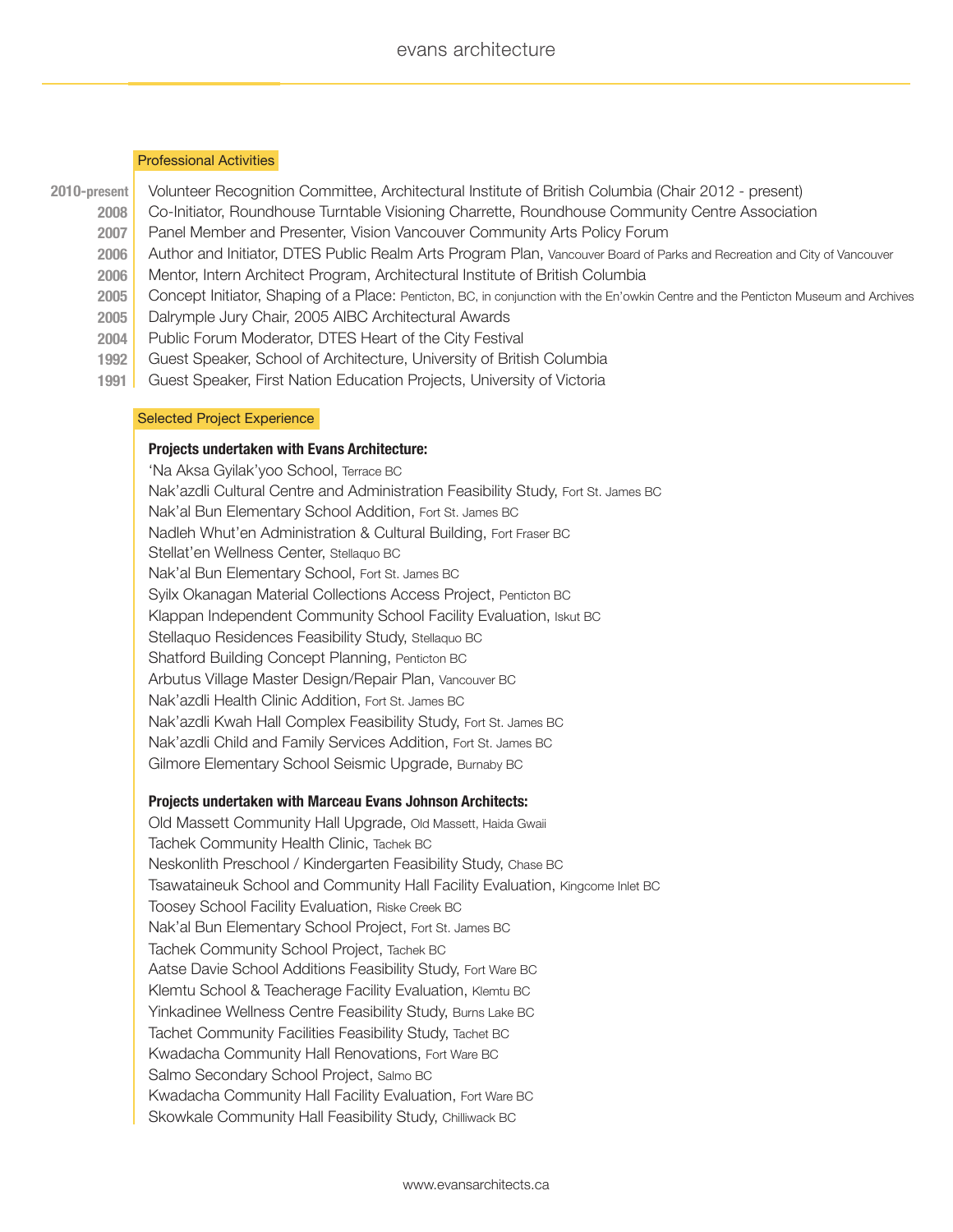## Professional Activities

| Year | Activity |
|---|---|
| 2010-present | Volunteer Recognition Committee, Architectural Institute of British Columbia (Chair 2012 - present) |
| 2008 | Co-Initiator, Roundhouse Turntable Visioning Charrette, Roundhouse Community Centre Association |
| 2007 | Panel Member and Presenter, Vision Vancouver Community Arts Policy Forum |
| 2006 | Author and Initiator, DTES Public Realm Arts Program Plan, Vancouver Board of Parks and Recreation and City of Vancouver |
| 2006 | Mentor, Intern Architect Program, Architectural Institute of British Columbia |
| 2005 | Concept Initiator, Shaping of a Place: Penticton, BC, in conjunction with the En'owkin Centre and the Penticton Museum and Archives |
| 2005 | Dalrymple Jury Chair, 2005 AIBC Architectural Awards |
| 2004 | Public Forum Moderator, DTES Heart of the City Festival |
| 1992 | Guest Speaker, School of Architecture, University of British Columbia |
| 1991 | Guest Speaker, First Nation Education Projects, University of Victoria |

## Selected Project Experience

**Projects undertaken with Evans Architecture:**

'Na Aksa Gyilak'yoo School, Terrace BC
Nak'azdli Cultural Centre and Administration Feasibility Study, Fort St. James BC
Nak'al Bun Elementary School Addition, Fort St. James BC
Nadleh Whut'en Administration & Cultural Building, Fort Fraser BC
Stellat'en Wellness Center, Stellaquo BC
Nak'al Bun Elementary School, Fort St. James BC
Syilx Okanagan Material Collections Access Project, Penticton BC
Klappan Independent Community School Facility Evaluation, Iskut BC
Stellaquo Residences Feasibility Study, Stellaquo BC
Shatford Building Concept Planning, Penticton BC
Arbutus Village Master Design/Repair Plan, Vancouver BC
Nak'azdli Health Clinic Addition, Fort St. James BC
Nak'azdli Kwah Hall Complex Feasibility Study, Fort St. James BC
Nak'azdli Child and Family Services Addition, Fort St. James BC
Gilmore Elementary School Seismic Upgrade, Burnaby BC

**Projects undertaken with Marceau Evans Johnson Architects:**

Old Massett Community Hall Upgrade, Old Massett, Haida Gwaii
Tachek Community Health Clinic, Tachek BC
Neskonlith Preschool / Kindergarten Feasibility Study, Chase BC
Tsawataineuk School and Community Hall Facility Evaluation, Kingcome Inlet BC
Toosey School Facility Evaluation, Riske Creek BC
Nak'al Bun Elementary School Project, Fort St. James BC
Tachek Community School Project, Tachek BC
Aatse Davie School Additions Feasibility Study, Fort Ware BC
Klemtu School & Teacherage Facility Evaluation, Klemtu BC
Yinkadinee Wellness Centre Feasibility Study, Burns Lake BC
Tachet Community Facilities Feasibility Study, Tachet BC
Kwadacha Community Hall Renovations, Fort Ware BC
Salmo Secondary School Project, Salmo BC
Kwadacha Community Hall Facility Evaluation, Fort Ware BC
Skowkale Community Hall Feasibility Study, Chilliwack BC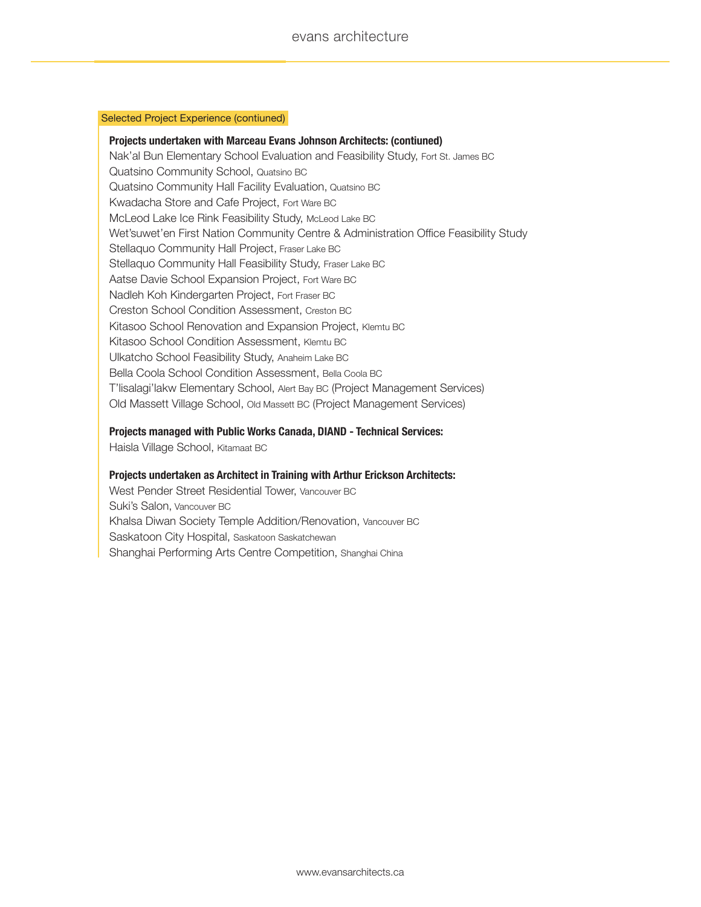## Selected Project Experience (contiuned)

**Projects undertaken with Marceau Evans Johnson Architects: (contiuned)**

Nak'al Bun Elementary School Evaluation and Feasibility Study, Fort St. James BC
Quatsino Community School, Quatsino BC
Quatsino Community Hall Facility Evaluation, Quatsino BC
Kwadacha Store and Cafe Project, Fort Ware BC
McLeod Lake Ice Rink Feasibility Study, McLeod Lake BC
Wet'suwet'en First Nation Community Centre & Administration Office Feasibility Study
Stellaquo Community Hall Project, Fraser Lake BC
Stellaquo Community Hall Feasibility Study, Fraser Lake BC
Aatse Davie School Expansion Project, Fort Ware BC
Nadleh Koh Kindergarten Project, Fort Fraser BC
Creston School Condition Assessment, Creston BC
Kitasoo School Renovation and Expansion Project, Klemtu BC
Kitasoo School Condition Assessment, Klemtu BC
Ulkatcho School Feasibility Study, Anaheim Lake BC
Bella Coola School Condition Assessment, Bella Coola BC
T'lisalagi'lakw Elementary School, Alert Bay BC (Project Management Services)
Old Massett Village School, Old Massett BC (Project Management Services)

**Projects managed with Public Works Canada, DIAND - Technical Services:**

Haisla Village School, Kitamaat BC

**Projects undertaken as Architect in Training with Arthur Erickson Architects:**

West Pender Street Residential Tower, Vancouver BC
Suki's Salon, Vancouver BC
Khalsa Diwan Society Temple Addition/Renovation, Vancouver BC
Saskatoon City Hospital, Saskatoon Saskatchewan
Shanghai Performing Arts Centre Competition, Shanghai China